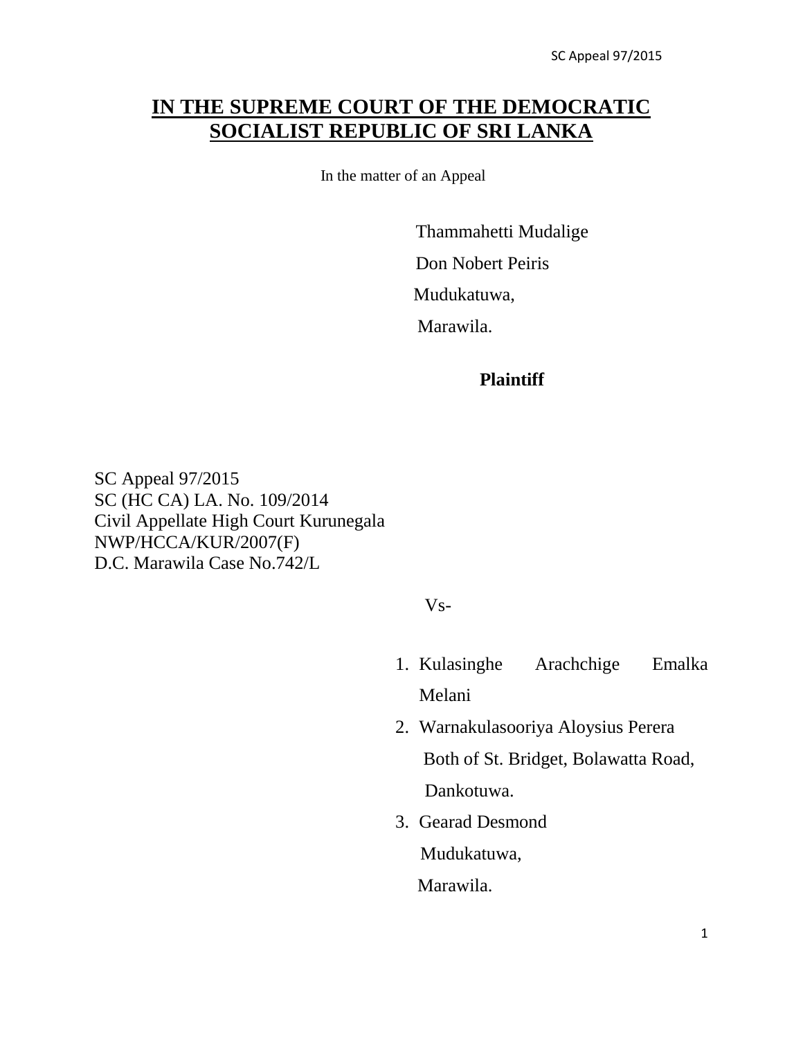# IN THE SUPREME COURT OF THE DEMOCRATIC SOCIALIST REPUBLIC OF SRI LANKA

In the matter of an Appeal

Thammahetti Mudalige
Don Nobert Peiris
Mudukatuwa,
Marawila.

**Plaintiff**

SC Appeal 97/2015
SC (HC CA) LA. No. 109/2014
Civil Appellate High Court Kurunegala
NWP/HCCA/KUR/2007(F)
D.C. Marawila Case No.742/L

Vs-

1. Kulasinghe Arachchige Emalka Melani
2. Warnakulasooriya Aloysius Perera
   Both of St. Bridget, Bolawatta Road,
   Dankotuwa.
3. Gearad Desmond
   Mudukatuwa,
   Marawila.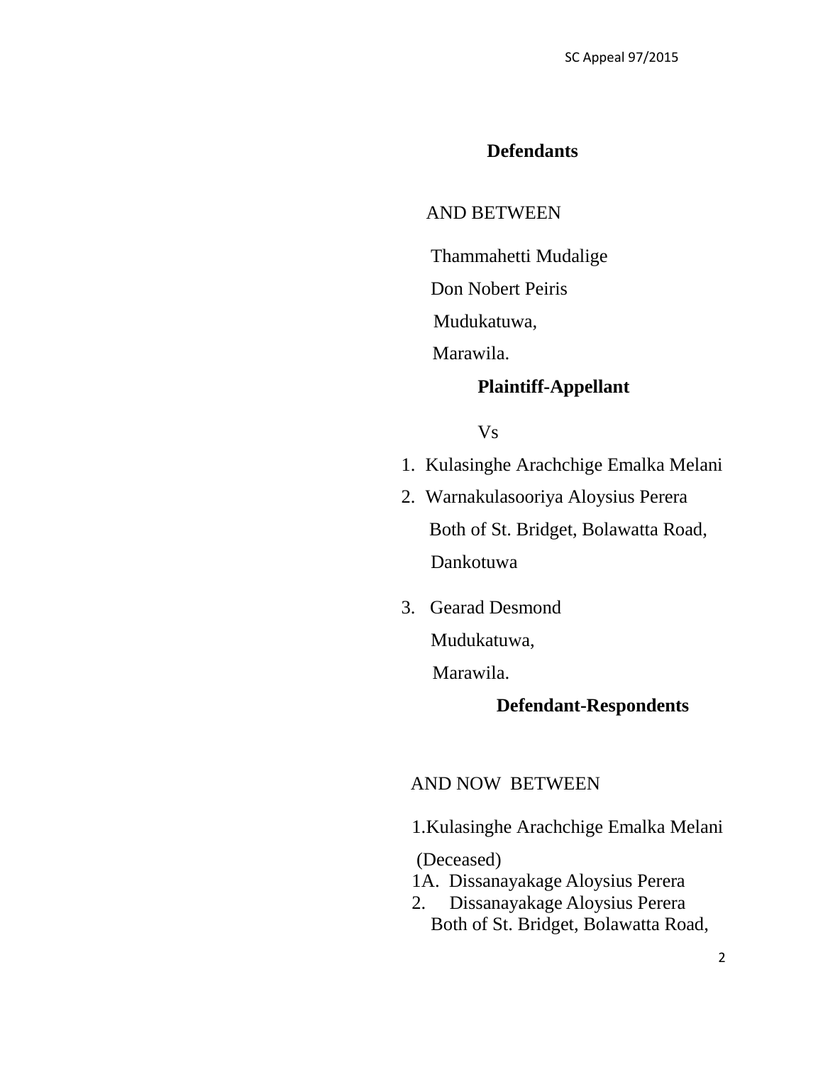**Defendants**

AND BETWEEN

Thammahetti Mudalige
Don Nobert Peiris
Mudukatuwa,
Marawila.

**Plaintiff-Appellant**

Vs

1. Kulasinghe Arachchige Emalka Melani
2. Warnakulasooriya Aloysius Perera
   Both of St. Bridget, Bolawatta Road,
   Dankotuwa

3. Gearad Desmond
   Mudukatuwa,
   Marawila.

**Defendant-Respondents**

AND NOW BETWEEN

1.Kulasinghe Arachchige Emalka Melani
(Deceased)
1A. Dissanayakage Aloysius Perera
2. Dissanayakage Aloysius Perera
Both of St. Bridget, Bolawatta Road,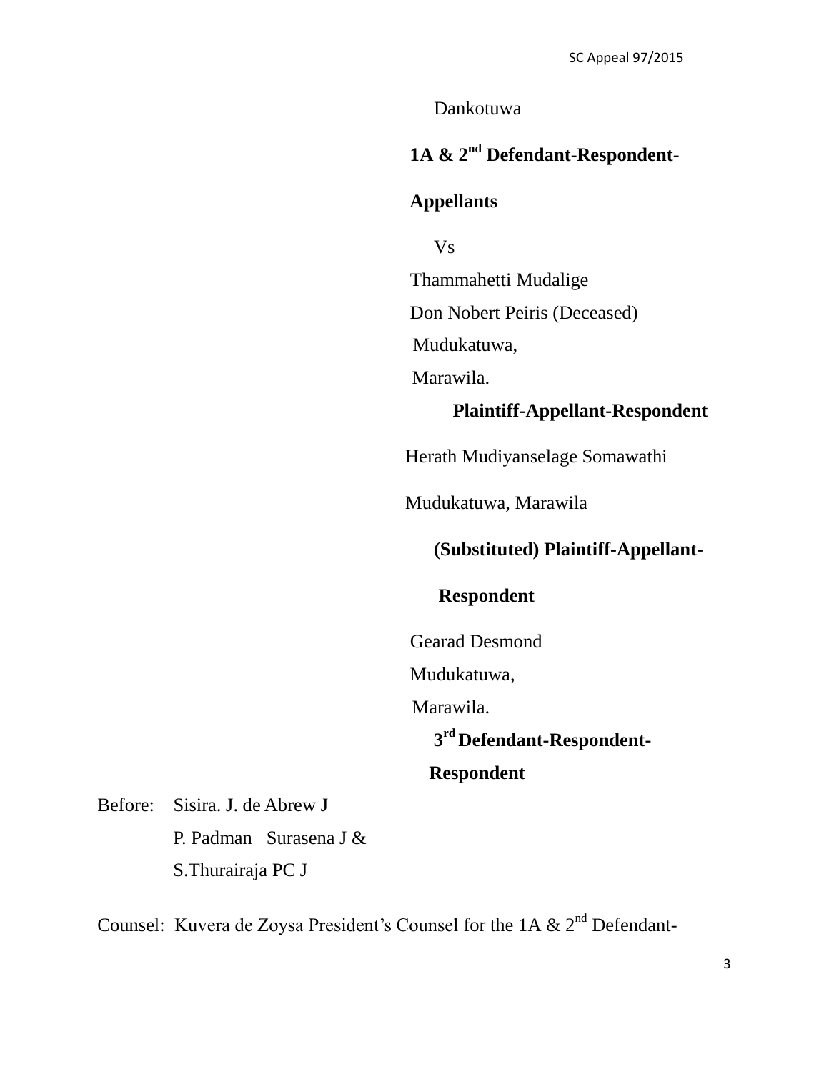Dankotuwa

**1A & 2nd Defendant-Respondent-**

**Appellants**

Vs

Thammahetti Mudalige

Don Nobert Peiris (Deceased)

Mudukatuwa,

Marawila.

**Plaintiff-Appellant-Respondent**

Herath Mudiyanselage Somawathi

Mudukatuwa, Marawila

**(Substituted) Plaintiff-Appellant-**

**Respondent**

Gearad Desmond

Mudukatuwa,

Marawila.

**3rd Defendant-Respondent-**

**Respondent**

Before: Sisira. J. de Abrew J

P. Padman Surasena J &

S.Thurairaja PC J

Counsel: Kuvera de Zoysa President's Counsel for the 1A & 2nd Defendant-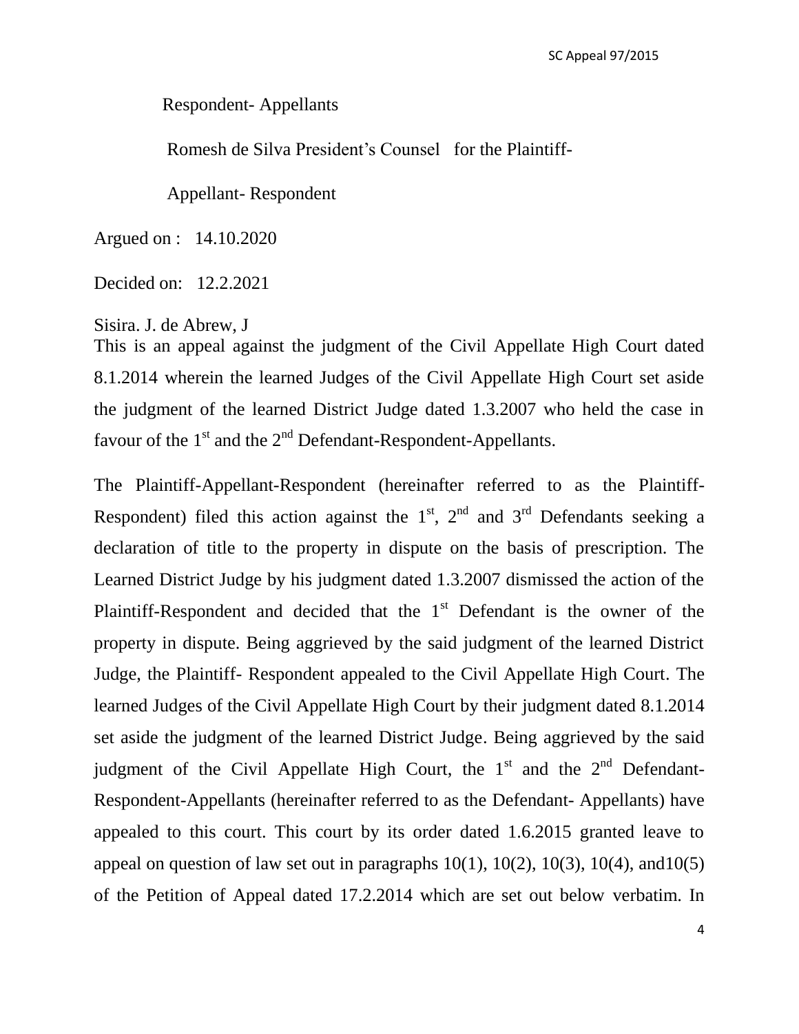Respondent- Appellants

Romesh de Silva President's Counsel for the Plaintiff-

Appellant- Respondent

Argued on : 14.10.2020

Decided on: 12.2.2021

Sisira. J. de Abrew, J

This is an appeal against the judgment of the Civil Appellate High Court dated 8.1.2014 wherein the learned Judges of the Civil Appellate High Court set aside the judgment of the learned District Judge dated 1.3.2007 who held the case in favour of the 1st and the 2nd Defendant-Respondent-Appellants.

The Plaintiff-Appellant-Respondent (hereinafter referred to as the Plaintiff-Respondent) filed this action against the 1st, 2nd and 3rd Defendants seeking a declaration of title to the property in dispute on the basis of prescription. The Learned District Judge by his judgment dated 1.3.2007 dismissed the action of the Plaintiff-Respondent and decided that the 1st Defendant is the owner of the property in dispute. Being aggrieved by the said judgment of the learned District Judge, the Plaintiff- Respondent appealed to the Civil Appellate High Court. The learned Judges of the Civil Appellate High Court by their judgment dated 8.1.2014 set aside the judgment of the learned District Judge. Being aggrieved by the said judgment of the Civil Appellate High Court, the 1st and the 2nd Defendant-Respondent-Appellants (hereinafter referred to as the Defendant- Appellants) have appealed to this court. This court by its order dated 1.6.2015 granted leave to appeal on question of law set out in paragraphs 10(1), 10(2), 10(3), 10(4), and10(5) of the Petition of Appeal dated 17.2.2014 which are set out below verbatim. In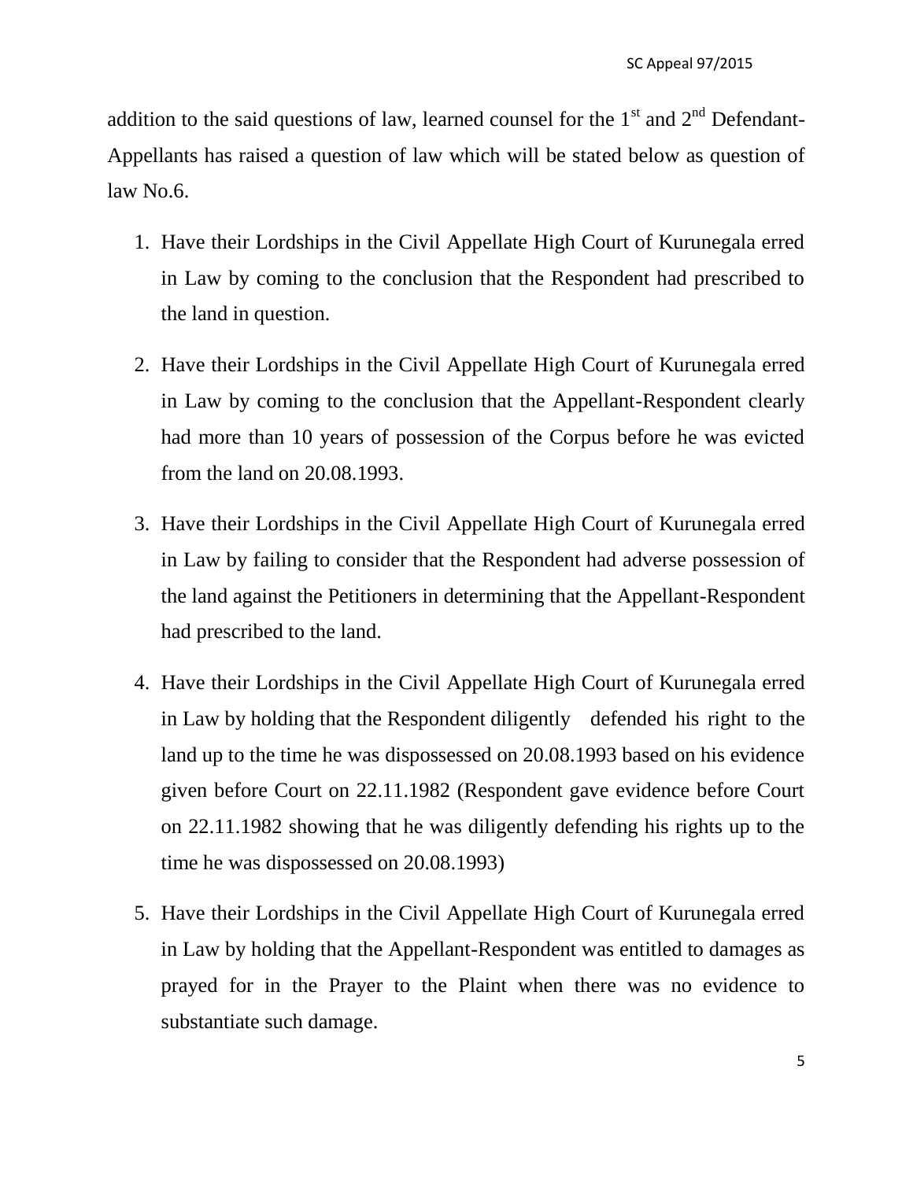addition to the said questions of law, learned counsel for the 1st and 2nd Defendant-Appellants has raised a question of law which will be stated below as question of law No.6.

1. Have their Lordships in the Civil Appellate High Court of Kurunegala erred in Law by coming to the conclusion that the Respondent had prescribed to the land in question.

2. Have their Lordships in the Civil Appellate High Court of Kurunegala erred in Law by coming to the conclusion that the Appellant-Respondent clearly had more than 10 years of possession of the Corpus before he was evicted from the land on 20.08.1993.

3. Have their Lordships in the Civil Appellate High Court of Kurunegala erred in Law by failing to consider that the Respondent had adverse possession of the land against the Petitioners in determining that the Appellant-Respondent had prescribed to the land.

4. Have their Lordships in the Civil Appellate High Court of Kurunegala erred in Law by holding that the Respondent diligently defended his right to the land up to the time he was dispossessed on 20.08.1993 based on his evidence given before Court on 22.11.1982 (Respondent gave evidence before Court on 22.11.1982 showing that he was diligently defending his rights up to the time he was dispossessed on 20.08.1993)

5. Have their Lordships in the Civil Appellate High Court of Kurunegala erred in Law by holding that the Appellant-Respondent was entitled to damages as prayed for in the Prayer to the Plaint when there was no evidence to substantiate such damage.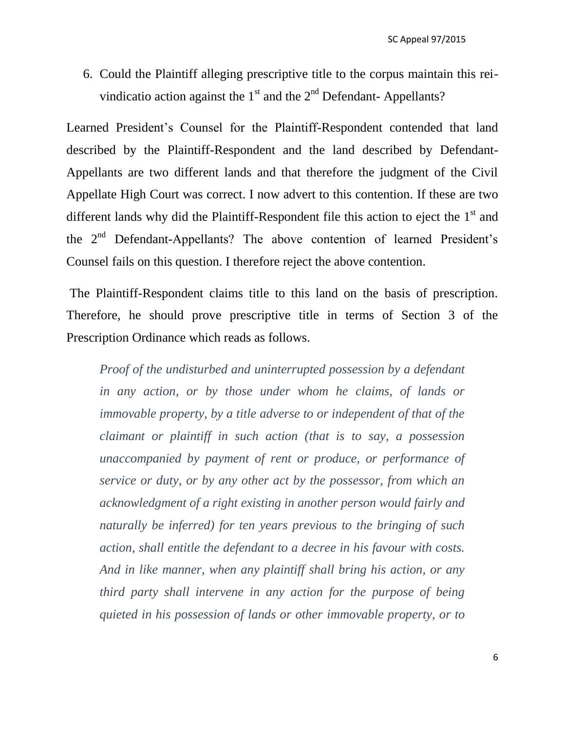6. Could the Plaintiff alleging prescriptive title to the corpus maintain this rei-vindicatio action against the 1st and the 2nd Defendant- Appellants?

Learned President's Counsel for the Plaintiff-Respondent contended that land described by the Plaintiff-Respondent and the land described by Defendant-Appellants are two different lands and that therefore the judgment of the Civil Appellate High Court was correct. I now advert to this contention. If these are two different lands why did the Plaintiff-Respondent file this action to eject the 1st and the 2nd Defendant-Appellants? The above contention of learned President's Counsel fails on this question. I therefore reject the above contention.

The Plaintiff-Respondent claims title to this land on the basis of prescription. Therefore, he should prove prescriptive title in terms of Section 3 of the Prescription Ordinance which reads as follows.

> *Proof of the undisturbed and uninterrupted possession by a defendant in any action, or by those under whom he claims, of lands or immovable property, by a title adverse to or independent of that of the claimant or plaintiff in such action (that is to say, a possession unaccompanied by payment of rent or produce, or performance of service or duty, or by any other act by the possessor, from which an acknowledgment of a right existing in another person would fairly and naturally be inferred) for ten years previous to the bringing of such action, shall entitle the defendant to a decree in his favour with costs. And in like manner, when any plaintiff shall bring his action, or any third party shall intervene in any action for the purpose of being quieted in his possession of lands or other immovable property, or to*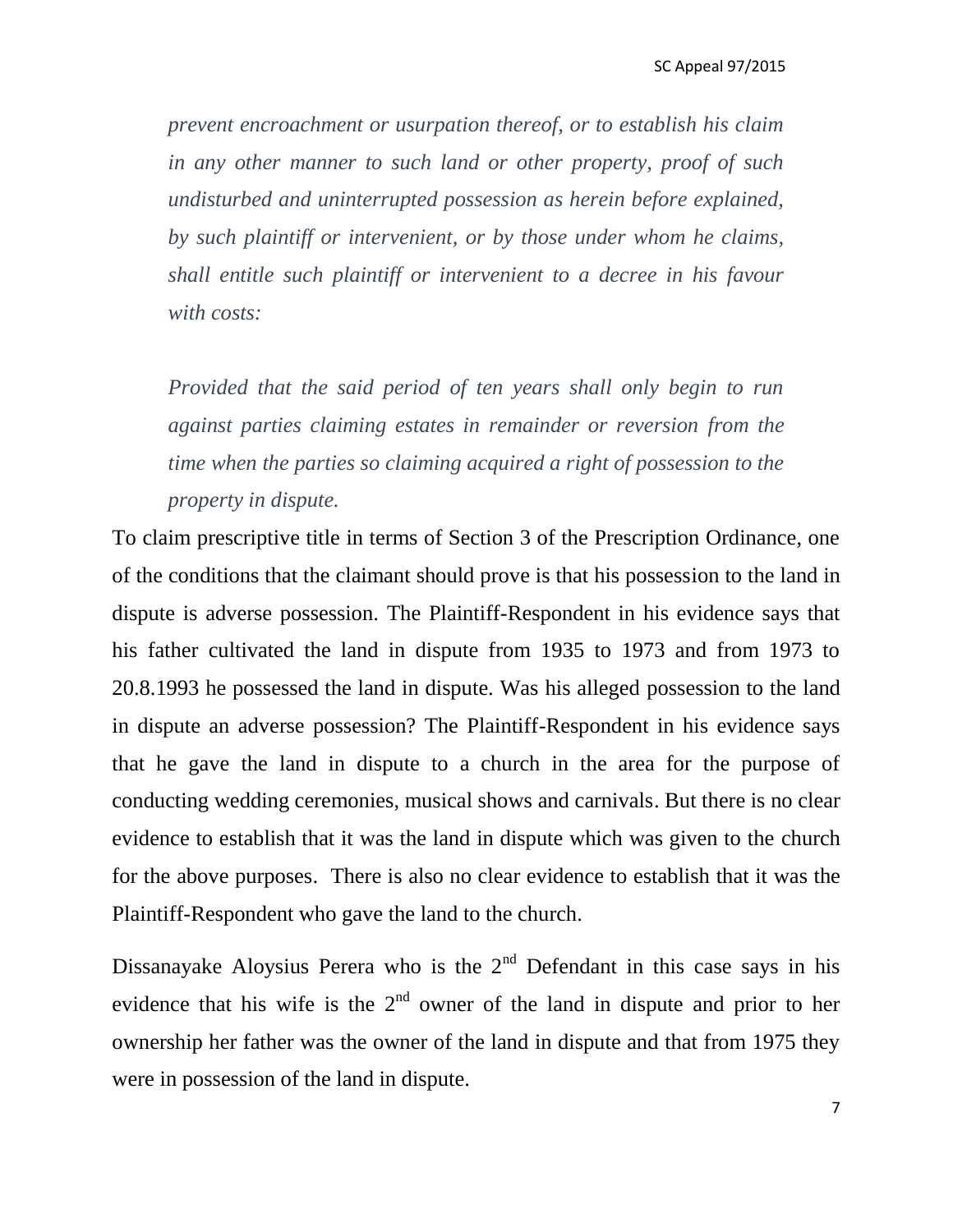*prevent encroachment or usurpation thereof, or to establish his claim in any other manner to such land or other property, proof of such undisturbed and uninterrupted possession as herein before explained, by such plaintiff or intervenient, or by those under whom he claims, shall entitle such plaintiff or intervenient to a decree in his favour with costs:*

*Provided that the said period of ten years shall only begin to run against parties claiming estates in remainder or reversion from the time when the parties so claiming acquired a right of possession to the property in dispute.*

To claim prescriptive title in terms of Section 3 of the Prescription Ordinance, one of the conditions that the claimant should prove is that his possession to the land in dispute is adverse possession. The Plaintiff-Respondent in his evidence says that his father cultivated the land in dispute from 1935 to 1973 and from 1973 to 20.8.1993 he possessed the land in dispute. Was his alleged possession to the land in dispute an adverse possession? The Plaintiff-Respondent in his evidence says that he gave the land in dispute to a church in the area for the purpose of conducting wedding ceremonies, musical shows and carnivals. But there is no clear evidence to establish that it was the land in dispute which was given to the church for the above purposes. There is also no clear evidence to establish that it was the Plaintiff-Respondent who gave the land to the church.

Dissanayake Aloysius Perera who is the 2nd Defendant in this case says in his evidence that his wife is the 2nd owner of the land in dispute and prior to her ownership her father was the owner of the land in dispute and that from 1975 they were in possession of the land in dispute.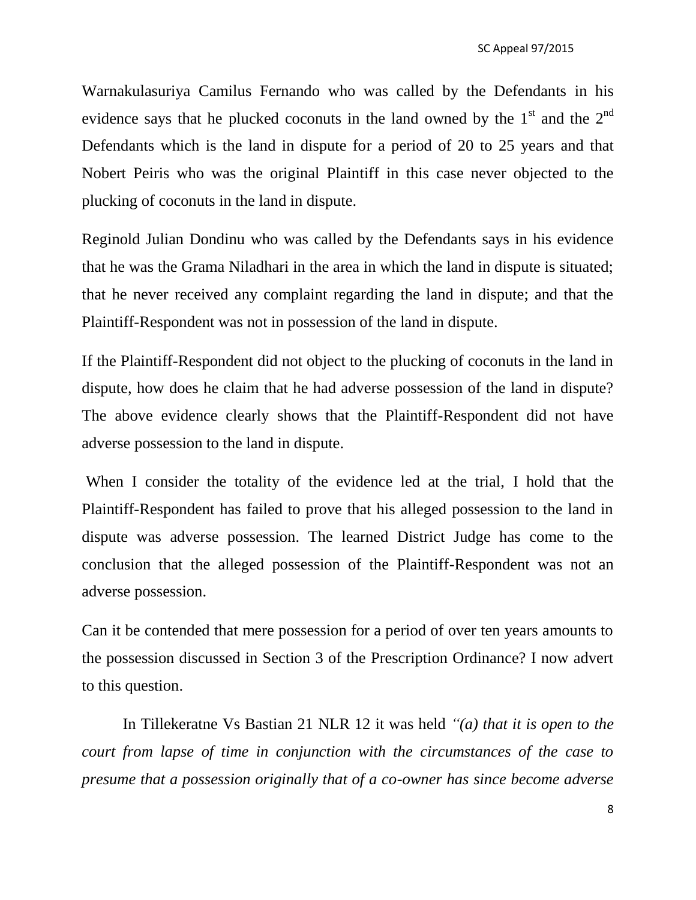Warnakulasuriya Camilus Fernando who was called by the Defendants in his evidence says that he plucked coconuts in the land owned by the 1st and the 2nd Defendants which is the land in dispute for a period of 20 to 25 years and that Nobert Peiris who was the original Plaintiff in this case never objected to the plucking of coconuts in the land in dispute.

Reginold Julian Dondinu who was called by the Defendants says in his evidence that he was the Grama Niladhari in the area in which the land in dispute is situated; that he never received any complaint regarding the land in dispute; and that the Plaintiff-Respondent was not in possession of the land in dispute.

If the Plaintiff-Respondent did not object to the plucking of coconuts in the land in dispute, how does he claim that he had adverse possession of the land in dispute? The above evidence clearly shows that the Plaintiff-Respondent did not have adverse possession to the land in dispute.

When I consider the totality of the evidence led at the trial, I hold that the Plaintiff-Respondent has failed to prove that his alleged possession to the land in dispute was adverse possession. The learned District Judge has come to the conclusion that the alleged possession of the Plaintiff-Respondent was not an adverse possession.

Can it be contended that mere possession for a period of over ten years amounts to the possession discussed in Section 3 of the Prescription Ordinance? I now advert to this question.

In Tillekeratne Vs Bastian 21 NLR 12 it was held *"(a) that it is open to the court from lapse of time in conjunction with the circumstances of the case to presume that a possession originally that of a co-owner has since become adverse*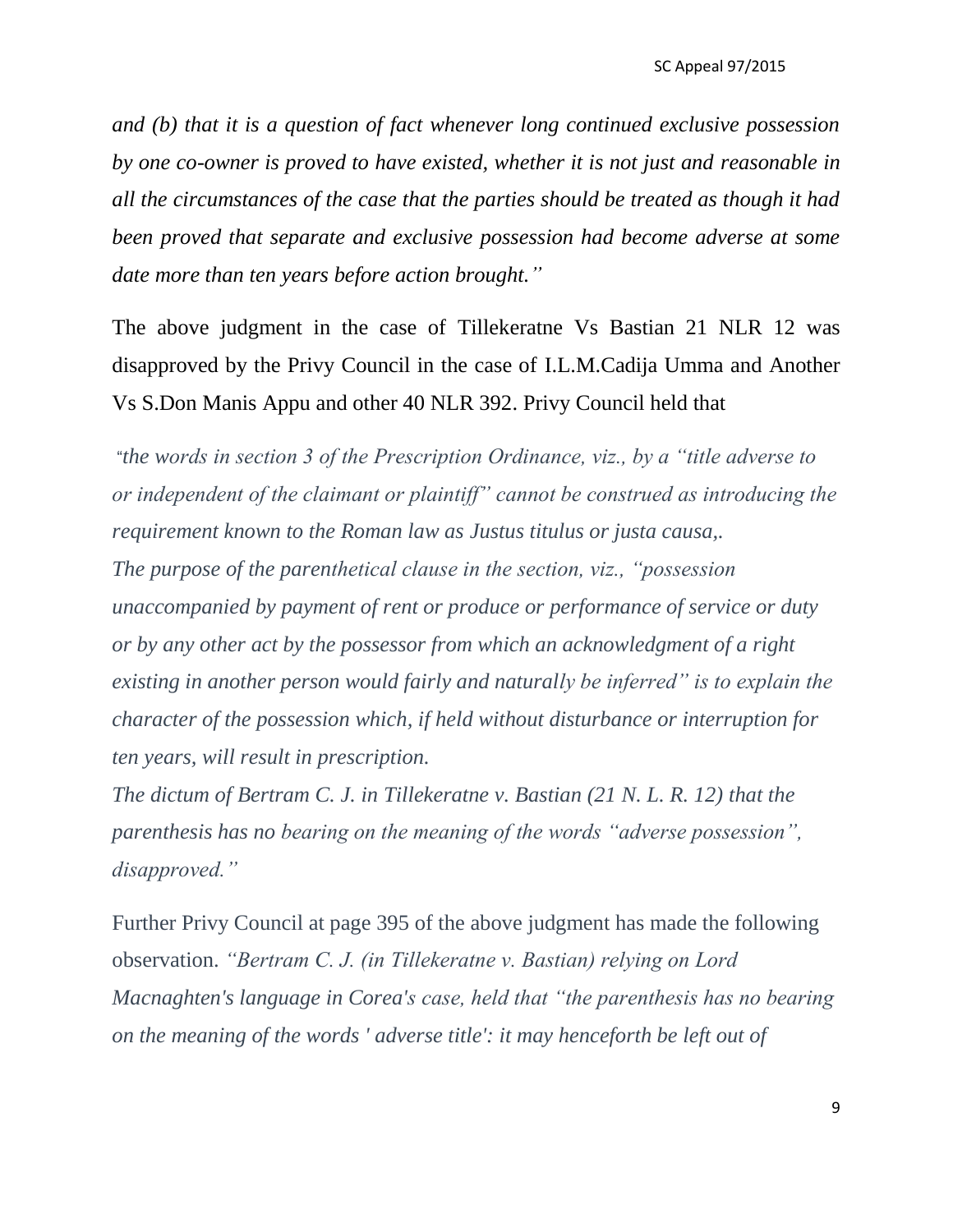*and (b) that it is a question of fact whenever long continued exclusive possession by one co-owner is proved to have existed, whether it is not just and reasonable in all the circumstances of the case that the parties should be treated as though it had been proved that separate and exclusive possession had become adverse at some date more than ten years before action brought."*

The above judgment in the case of Tillekeratne Vs Bastian 21 NLR 12 was disapproved by the Privy Council in the case of I.L.M.Cadija Umma and Another Vs S.Don Manis Appu and other 40 NLR 392. Privy Council held that

*"the words in section 3 of the Prescription Ordinance, viz., by a "title adverse to or independent of the claimant or plaintiff" cannot be construed as introducing the requirement known to the Roman law as Justus titulus or justa causa,.*
*The purpose of the parenthetical clause in the section, viz., "possession unaccompanied by payment of rent or produce or performance of service or duty or by any other act by the possessor from which an acknowledgment of a right existing in another person would fairly and naturally be inferred" is to explain the character of the possession which, if held without disturbance or interruption for ten years, will result in prescription.*
*The dictum of Bertram C. J. in Tillekeratne v. Bastian (21 N. L. R. 12) that the parenthesis has no bearing on the meaning of the words "adverse possession", disapproved."*

Further Privy Council at page 395 of the above judgment has made the following observation. *"Bertram C. J. (in Tillekeratne v. Bastian) relying on Lord Macnaghten's language in Corea's case, held that "the parenthesis has no bearing on the meaning of the words ' adverse title': it may henceforth be left out of*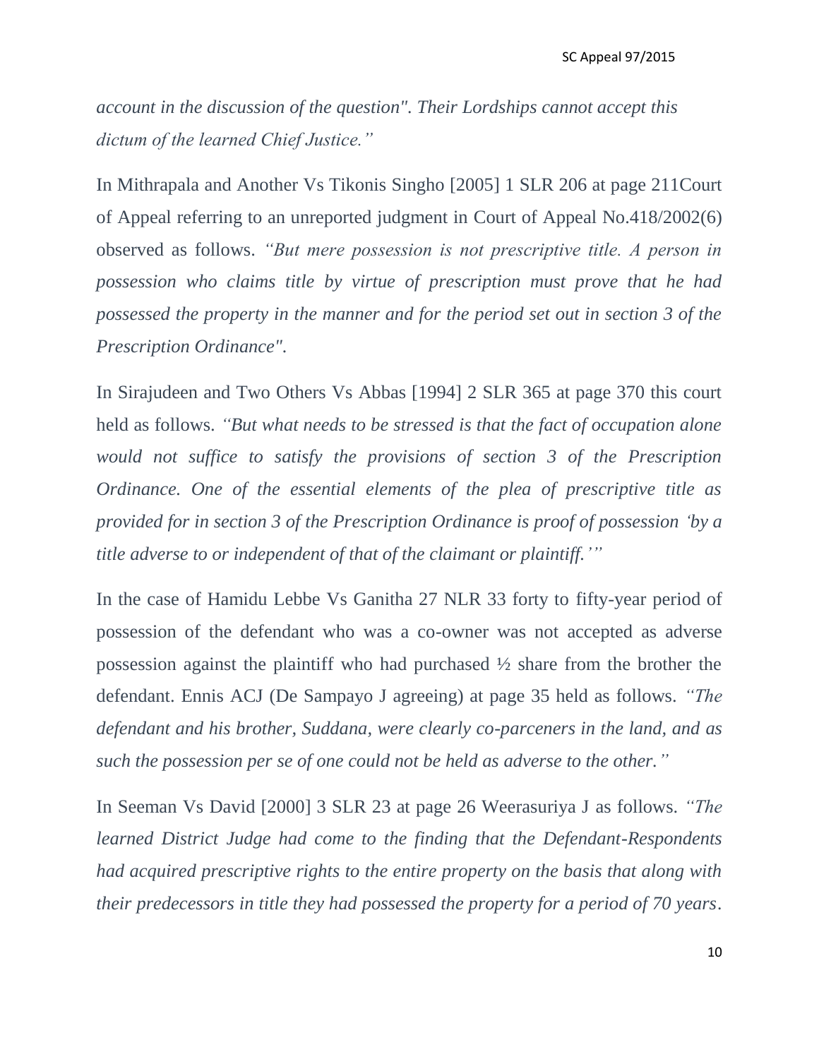*account in the discussion of the question". Their Lordships cannot accept this dictum of the learned Chief Justice."*

In Mithrapala and Another Vs Tikonis Singho [2005] 1 SLR 206 at page 211Court of Appeal referring to an unreported judgment in Court of Appeal No.418/2002(6) observed as follows. *"But mere possession is not prescriptive title. A person in possession who claims title by virtue of prescription must prove that he had possessed the property in the manner and for the period set out in section 3 of the Prescription Ordinance".*

In Sirajudeen and Two Others Vs Abbas [1994] 2 SLR 365 at page 370 this court held as follows. *"But what needs to be stressed is that the fact of occupation alone would not suffice to satisfy the provisions of section 3 of the Prescription Ordinance. One of the essential elements of the plea of prescriptive title as provided for in section 3 of the Prescription Ordinance is proof of possession 'by a title adverse to or independent of that of the claimant or plaintiff.'"*

In the case of Hamidu Lebbe Vs Ganitha 27 NLR 33 forty to fifty-year period of possession of the defendant who was a co-owner was not accepted as adverse possession against the plaintiff who had purchased ½ share from the brother the defendant. Ennis ACJ (De Sampayo J agreeing) at page 35 held as follows. *"The defendant and his brother, Suddana, were clearly co-parceners in the land, and as such the possession per se of one could not be held as adverse to the other."*

In Seeman Vs David [2000] 3 SLR 23 at page 26 Weerasuriya J as follows. *"The learned District Judge had come to the finding that the Defendant-Respondents had acquired prescriptive rights to the entire property on the basis that along with their predecessors in title they had possessed the property for a period of 70 years.*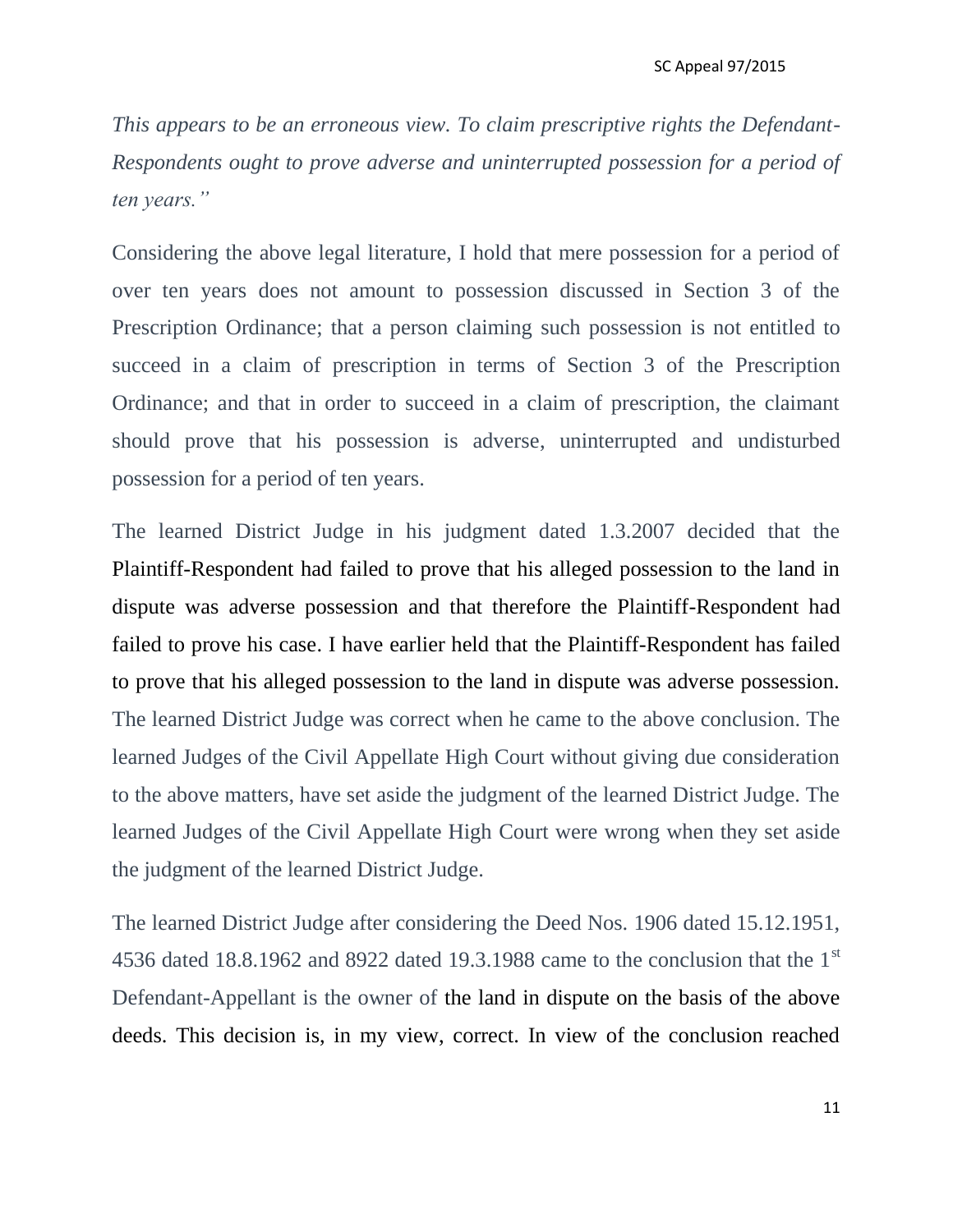*This appears to be an erroneous view. To claim prescriptive rights the Defendant-Respondents ought to prove adverse and uninterrupted possession for a period of ten years."*

Considering the above legal literature, I hold that mere possession for a period of over ten years does not amount to possession discussed in Section 3 of the Prescription Ordinance; that a person claiming such possession is not entitled to succeed in a claim of prescription in terms of Section 3 of the Prescription Ordinance; and that in order to succeed in a claim of prescription, the claimant should prove that his possession is adverse, uninterrupted and undisturbed possession for a period of ten years.

The learned District Judge in his judgment dated 1.3.2007 decided that the Plaintiff-Respondent had failed to prove that his alleged possession to the land in dispute was adverse possession and that therefore the Plaintiff-Respondent had failed to prove his case. I have earlier held that the Plaintiff-Respondent has failed to prove that his alleged possession to the land in dispute was adverse possession. The learned District Judge was correct when he came to the above conclusion. The learned Judges of the Civil Appellate High Court without giving due consideration to the above matters, have set aside the judgment of the learned District Judge. The learned Judges of the Civil Appellate High Court were wrong when they set aside the judgment of the learned District Judge.

The learned District Judge after considering the Deed Nos. 1906 dated 15.12.1951, 4536 dated 18.8.1962 and 8922 dated 19.3.1988 came to the conclusion that the 1st Defendant-Appellant is the owner of the land in dispute on the basis of the above deeds. This decision is, in my view, correct. In view of the conclusion reached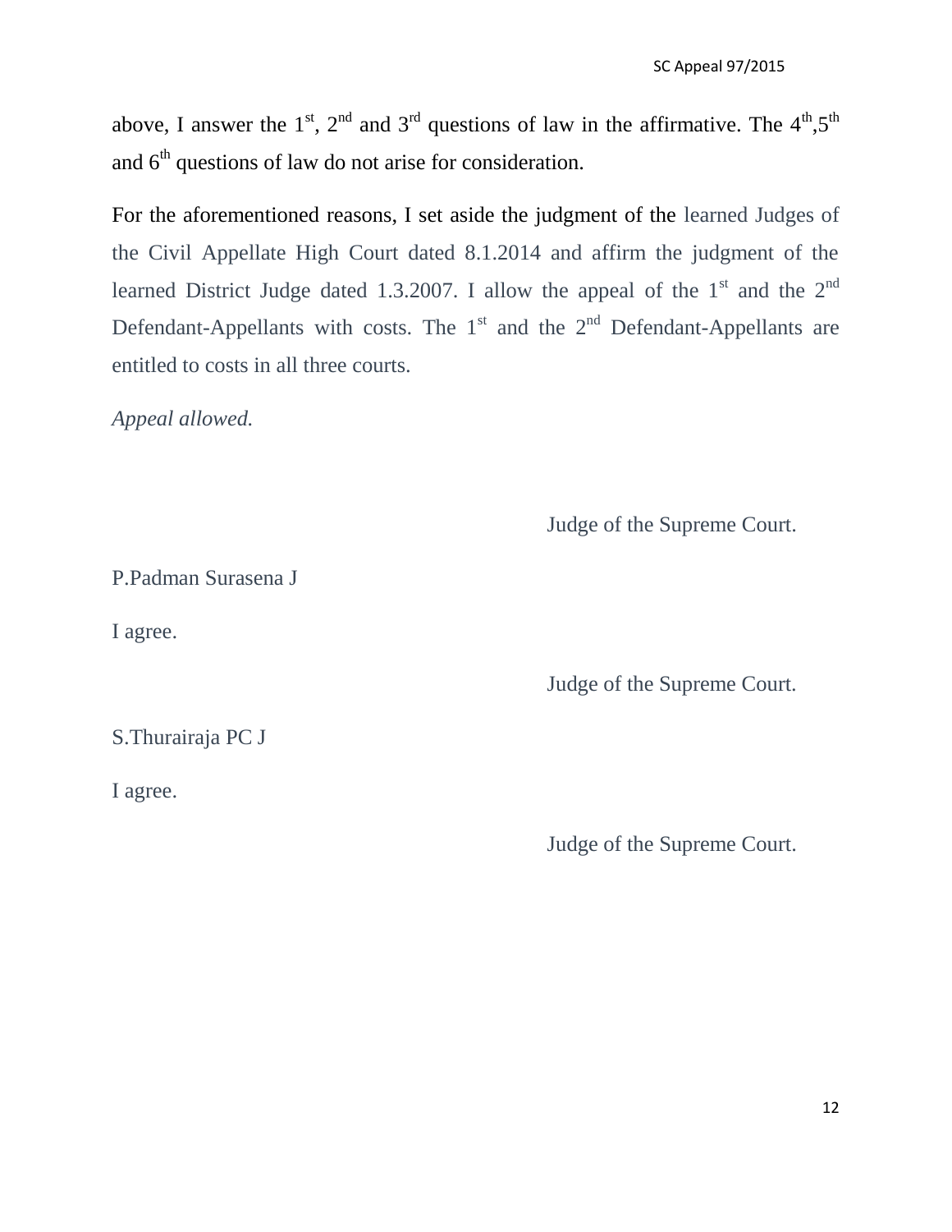above, I answer the 1st, 2nd and 3rd questions of law in the affirmative. The 4th,5th and 6th questions of law do not arise for consideration.

For the aforementioned reasons, I set aside the judgment of the learned Judges of the Civil Appellate High Court dated 8.1.2014 and affirm the judgment of the learned District Judge dated 1.3.2007. I allow the appeal of the 1st and the 2nd Defendant-Appellants with costs. The 1st and the 2nd Defendant-Appellants are entitled to costs in all three courts.

*Appeal allowed.*

Judge of the Supreme Court.

P.Padman Surasena J

I agree.

Judge of the Supreme Court.

S.Thurairaja PC J

I agree.

Judge of the Supreme Court.